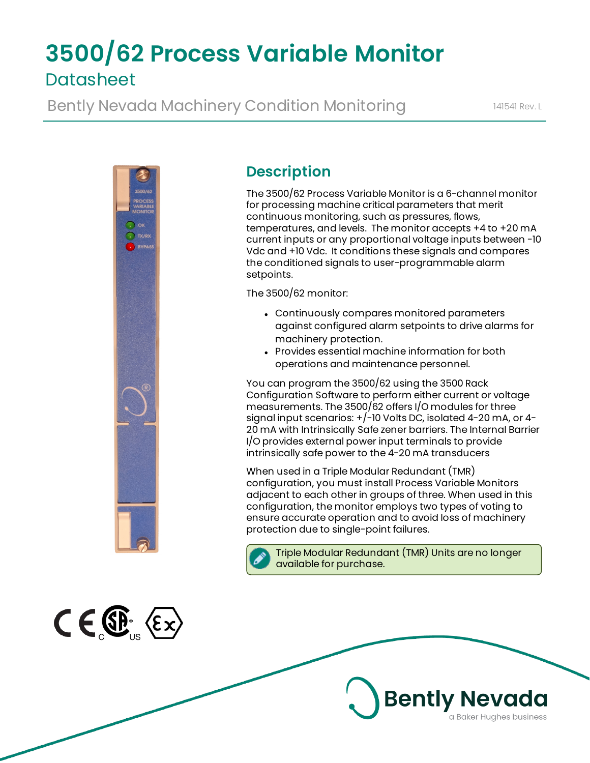# 3500/62 Process Variable Monitor

## Datasheet

Bently Nevada Machinery Condition Monitoring

141541 Rev. L

## Description

The 3500/62 Process Variable Monitor is a 6-channel monitor for processing machine critical parameters that merit continuous monitoring, such as pressures, flows, temperatures, and levels. The monitor accepts +4 to +20 mA current inputs or any proportional voltage inputs between -10 Vdc and +10 Vdc. It conditions these signals and compares the conditioned signals to user-programmable alarm setpoints.

The 3500/62 monitor:

- Continuously compares monitored parameters against configured alarm setpoints to drive alarms for machinery protection.
- Provides essential machine information for both operations and maintenance personnel.

You can program the 3500/62 using the 3500 Rack Configuration Software to perform either current or voltage measurements. The 3500/62 offers I/O modules for three signal input scenarios: +/-10 Volts DC, isolated 4-20 mA, or 4-20 mA with Intrinsically Safe zener barriers. The Internal Barrier I/O provides external power input terminals to provide intrinsically safe power to the 4-20 mA transducers

When used in a Triple Modular Redundant (TMR) configuration, you must install Process Variable Monitors adjacent to each other in groups of three. When used in this configuration, the monitor employs two types of voting to ensure accurate operation and to avoid loss of machinery protection due to single-point failures.

Triple Modular Redundant (TMR) Units are no longer available for purchase.

Bently Nevada
a Baker Hughes business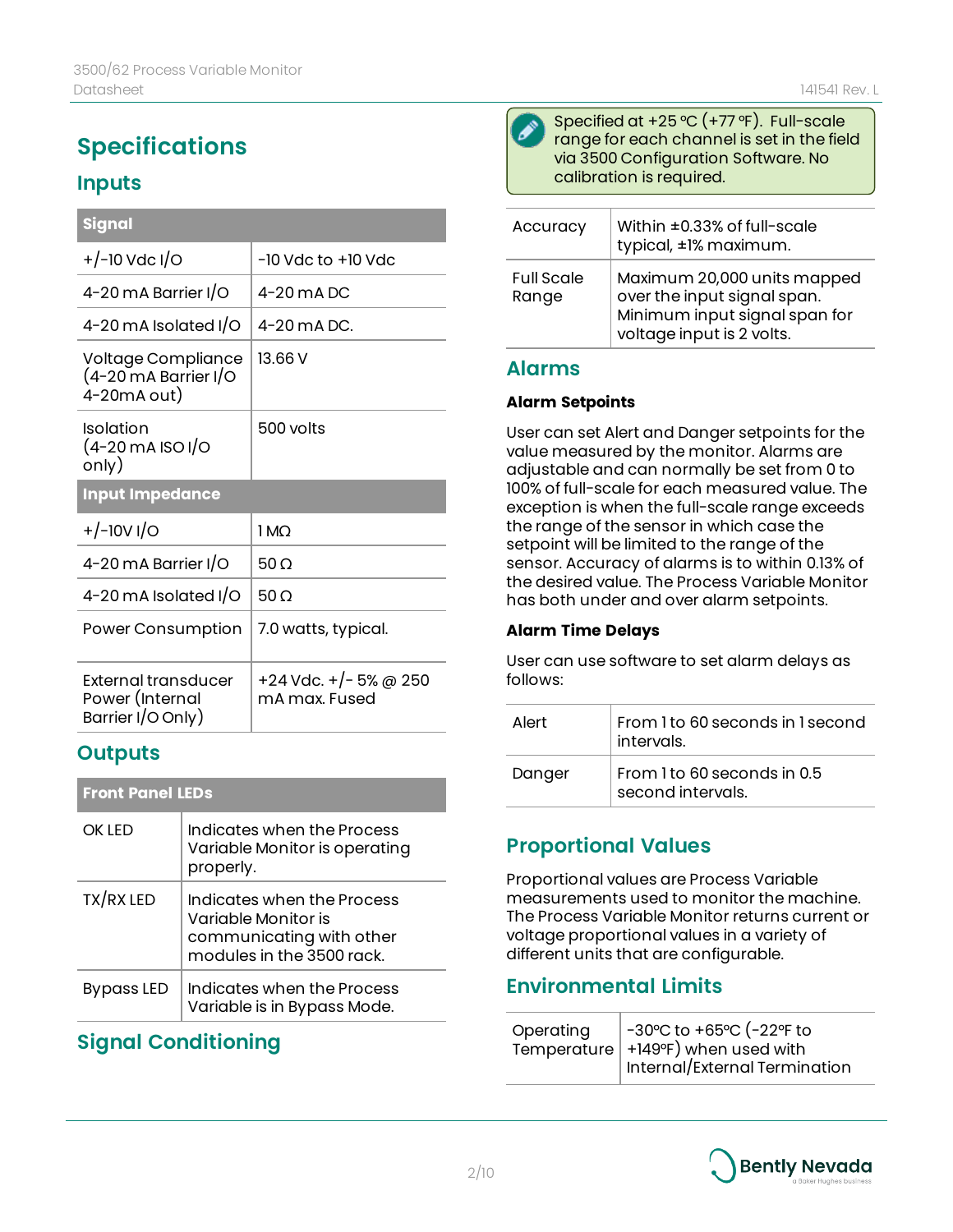# Specifications

## Inputs

| Signal | |
|---|---|
| +/-10 Vdc I/O | -10 Vdc to +10 Vdc |
| 4-20 mA Barrier I/O | 4-20 mA DC |
| 4-20 mA Isolated I/O | 4-20 mA DC. |
| Voltage Compliance (4-20 mA Barrier I/O 4-20mA out) | 13.66 V |
| Isolation (4-20 mA ISO I/O only) | 500 volts |
| **Input Impedance** | |
| +/-10V I/O | 1 MΩ |
| 4-20 mA Barrier I/O | 50 Ω |
| 4-20 mA Isolated I/O | 50 Ω |
| Power Consumption | 7.0 watts, typical. |
| External transducer Power (Internal Barrier I/O Only) | +24 Vdc. +/- 5% @ 250 mA max. Fused |

## Outputs

| Front Panel LEDs | |
|---|---|
| OK LED | Indicates when the Process Variable Monitor is operating properly. |
| TX/RX LED | Indicates when the Process Variable Monitor is communicating with other modules in the 3500 rack. |
| Bypass LED | Indicates when the Process Variable is in Bypass Mode. |

## Signal Conditioning

Specified at +25 °C (+77 °F). Full-scale range for each channel is set in the field via 3500 Configuration Software. No calibration is required.

| | |
|---|---|
| Accuracy | Within ±0.33% of full-scale typical, ±1% maximum. |
| Full Scale Range | Maximum 20,000 units mapped over the input signal span. Minimum input signal span for voltage input is 2 volts. |

## Alarms

### Alarm Setpoints

User can set Alert and Danger setpoints for the value measured by the monitor. Alarms are adjustable and can normally be set from 0 to 100% of full-scale for each measured value. The exception is when the full-scale range exceeds the range of the sensor in which case the setpoint will be limited to the range of the sensor. Accuracy of alarms is to within 0.13% of the desired value. The Process Variable Monitor has both under and over alarm setpoints.

### Alarm Time Delays

User can use software to set alarm delays as follows:

| | |
|---|---|
| Alert | From 1 to 60 seconds in 1 second intervals. |
| Danger | From 1 to 60 seconds in 0.5 second intervals. |

## Proportional Values

Proportional values are Process Variable measurements used to monitor the machine. The Process Variable Monitor returns current or voltage proportional values in a variety of different units that are configurable.

## Environmental Limits

| | |
|---|---|
| Operating Temperature | -30ºC to +65ºC (-22ºF to +149ºF) when used with Internal/External Termination |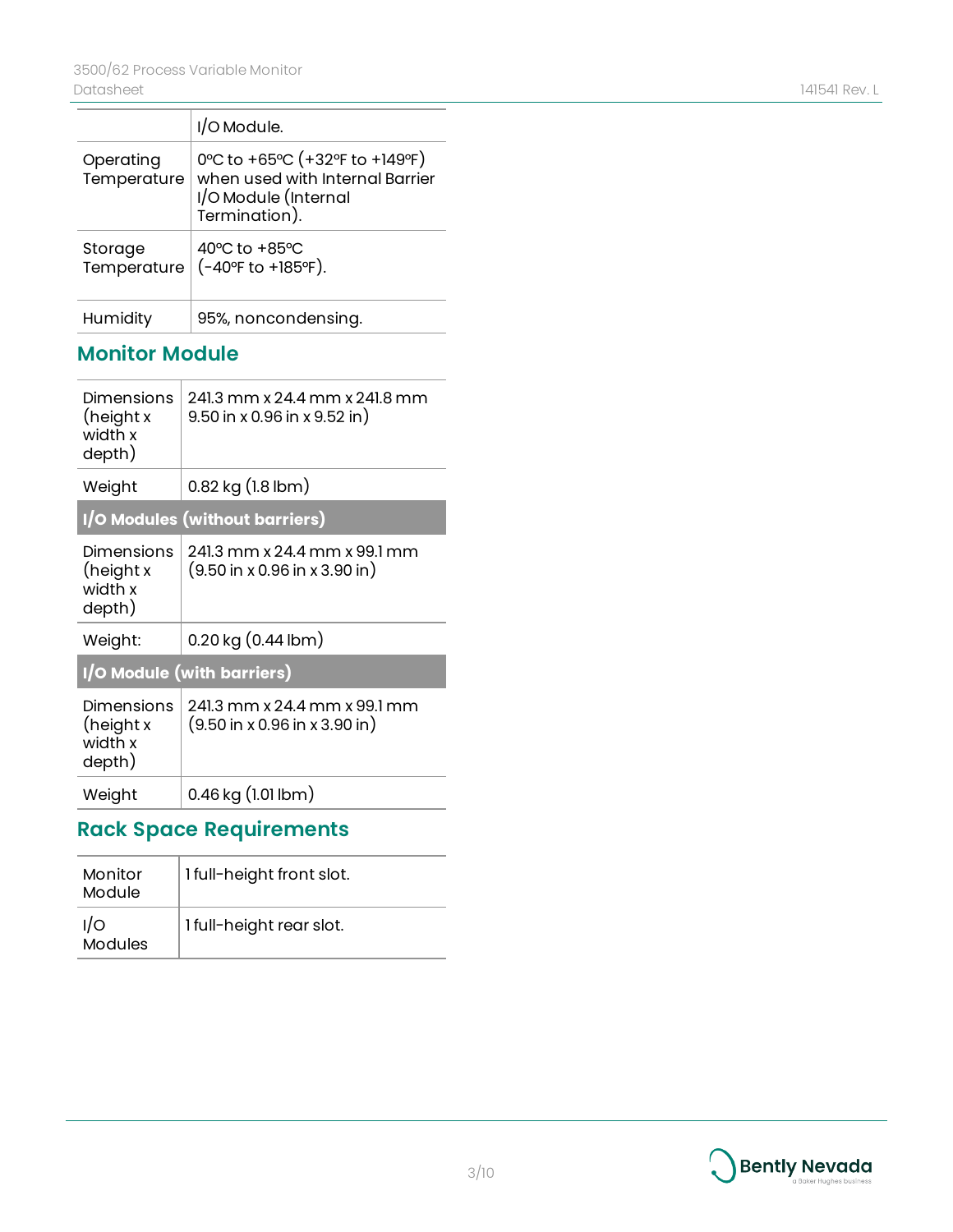| | |
|---|---|
| | I/O Module. |
| Operating Temperature | 0°C to +65°C (+32°F to +149°F) when used with Internal Barrier I/O Module (Internal Termination). |
| Storage Temperature | 40°C to +85°C (-40°F to +185°F). |
| Humidity | 95%, noncondensing. |

## Monitor Module

| | |
|---|---|
| Dimensions (height x width x depth) | 241.3 mm x 24.4 mm x 241.8 mm 9.50 in x 0.96 in x 9.52 in) |
| Weight | 0.82 kg (1.8 lbm) |
| **I/O Modules (without barriers)** | |
| Dimensions (height x width x depth) | 241.3 mm x 24.4 mm x 99.1 mm (9.50 in x 0.96 in x 3.90 in) |
| Weight: | 0.20 kg (0.44 lbm) |
| **I/O Module (with barriers)** | |
| Dimensions (height x width x depth) | 241.3 mm x 24.4 mm x 99.1 mm (9.50 in x 0.96 in x 3.90 in) |
| Weight | 0.46 kg (1.01 lbm) |

## Rack Space Requirements

| | |
|---|---|
| Monitor Module | 1 full-height front slot. |
| I/O Modules | 1 full-height rear slot. |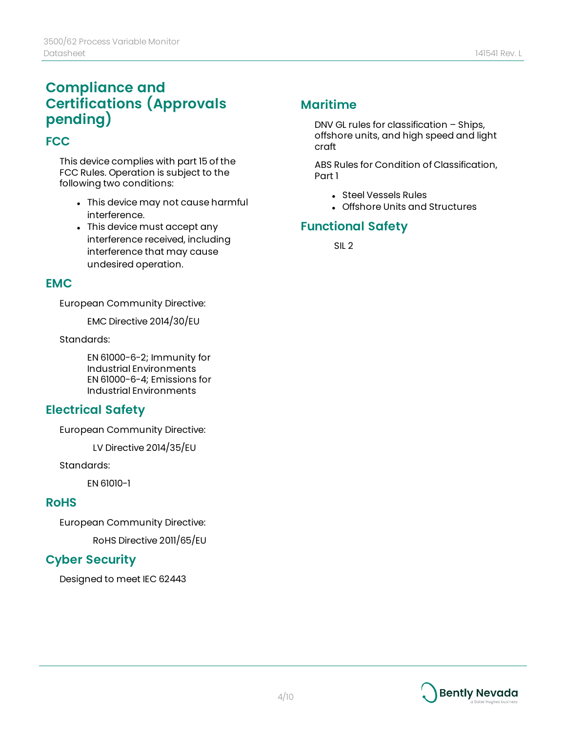# Compliance and Certifications (Approvals pending)

## FCC

This device complies with part 15 of the FCC Rules. Operation is subject to the following two conditions:

- This device may not cause harmful interference.
- This device must accept any interference received, including interference that may cause undesired operation.

## EMC

European Community Directive:

EMC Directive 2014/30/EU

Standards:

EN 61000-6-2; Immunity for Industrial Environments
EN 61000-6-4; Emissions for Industrial Environments

## Electrical Safety

European Community Directive:

LV Directive 2014/35/EU

Standards:

EN 61010-1

## RoHS

European Community Directive:

RoHS Directive 2011/65/EU

## Cyber Security

Designed to meet IEC 62443

## Maritime

DNV GL rules for classification – Ships, offshore units, and high speed and light craft

ABS Rules for Condition of Classification, Part 1

- Steel Vessels Rules
- Offshore Units and Structures

## Functional Safety

SIL 2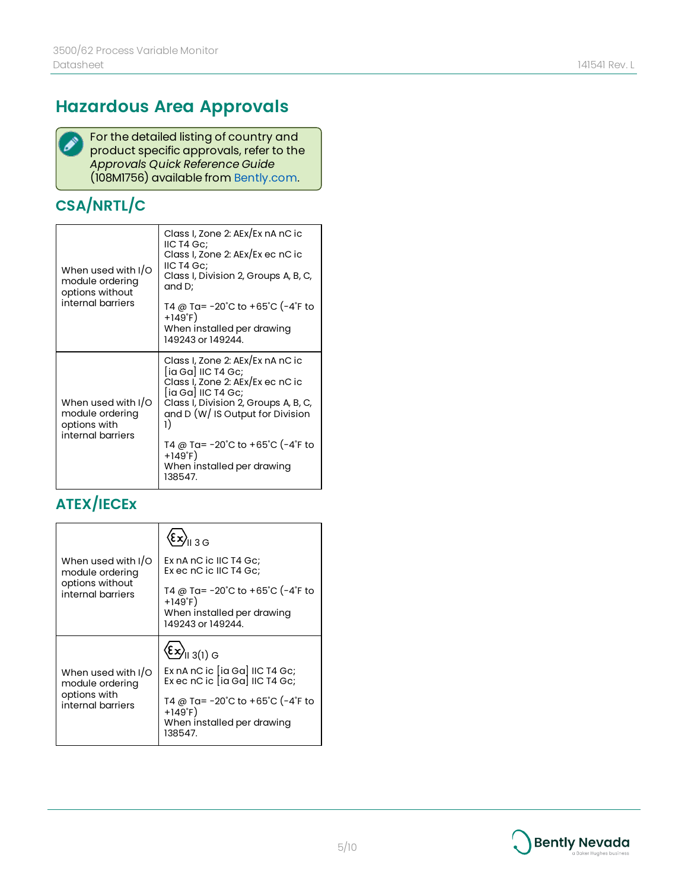## Hazardous Area Approvals

> For the detailed listing of country and product specific approvals, refer to the *Approvals Quick Reference Guide* (108M1756) available from Bently.com.

### CSA/NRTL/C

| | |
|---|---|
| When used with I/O module ordering options without internal barriers | Class I, Zone 2: AEx/Ex nA nC ic IIC T4 Gc;<br>Class I, Zone 2: AEx/Ex ec nC ic IIC T4 Gc;<br>Class I, Division 2, Groups A, B, C, and D;<br><br>T4 @ Ta= -20˚C to +65˚C (-4˚F to +149˚F)<br>When installed per drawing 149243 or 149244. |
| When used with I/O module ordering options with internal barriers | Class I, Zone 2: AEx/Ex nA nC ic [ia Ga] IIC T4 Gc;<br>Class I, Zone 2: AEx/Ex ec nC ic [ia Ga] IIC T4 Gc;<br>Class I, Division 2, Groups A, B, C, and D (W/ IS Output for Division 1)<br><br>T4 @ Ta= -20˚C to +65˚C (-4˚F to +149˚F)<br>When installed per drawing 138547. |

### ATEX/IECEx

| | |
|---|---|
| When used with I/O module ordering options without internal barriers | Ex II 3 G<br><br>Ex nA nC ic IIC T4 Gc;<br>Ex ec nC ic IIC T4 Gc;<br><br>T4 @ Ta= -20˚C to +65˚C (-4˚F to +149˚F)<br>When installed per drawing 149243 or 149244. |
| When used with I/O module ordering options with internal barriers | Ex II 3(1) G<br><br>Ex nA nC ic [ia Ga] IIC T4 Gc;<br>Ex ec nC ic [ia Ga] IIC T4 Gc;<br><br>T4 @ Ta= -20˚C to +65˚C (-4˚F to +149˚F)<br>When installed per drawing 138547. |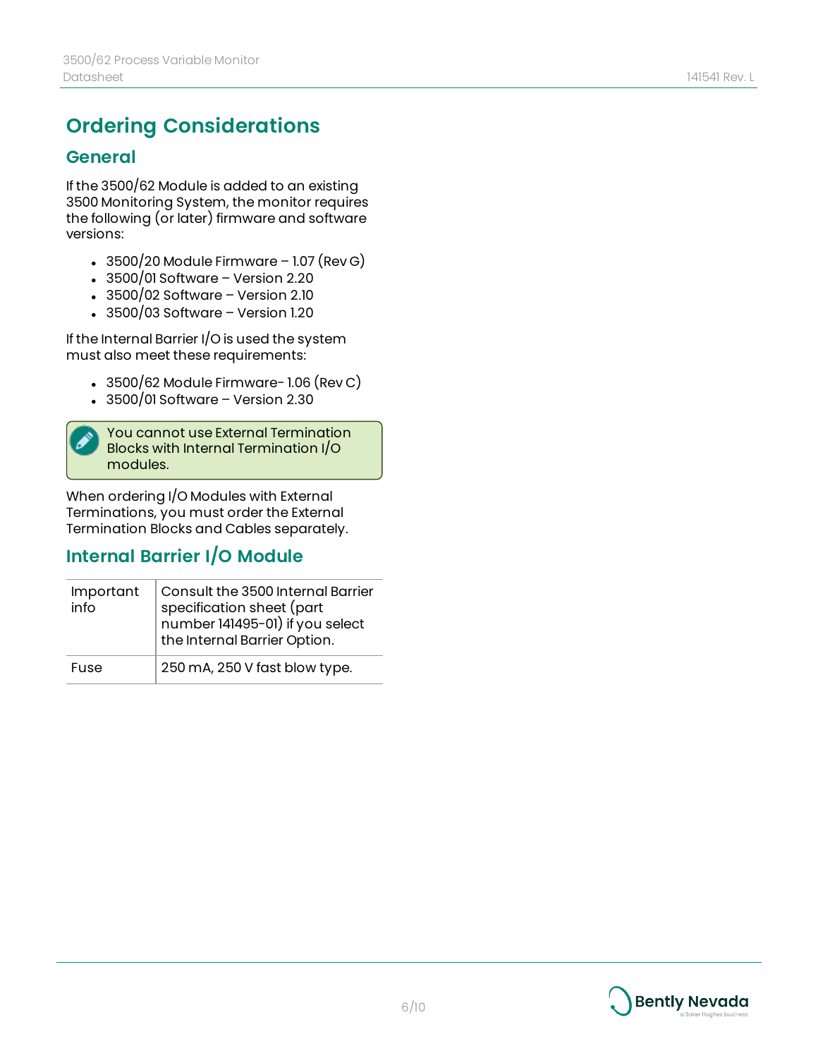# Ordering Considerations

## General

If the 3500/62 Module is added to an existing 3500 Monitoring System, the monitor requires the following (or later) firmware and software versions:

- 3500/20 Module Firmware – 1.07 (Rev G)
- 3500/01 Software – Version 2.20
- 3500/02 Software – Version 2.10
- 3500/03 Software – Version 1.20

If the Internal Barrier I/O is used the system must also meet these requirements:

- 3500/62 Module Firmware- 1.06 (Rev C)
- 3500/01 Software – Version 2.30

> You cannot use External Termination Blocks with Internal Termination I/O modules.

When ordering I/O Modules with External Terminations, you must order the External Termination Blocks and Cables separately.

## Internal Barrier I/O Module

| | |
|---|---|
| Important info | Consult the 3500 Internal Barrier specification sheet (part number 141495-01) if you select the Internal Barrier Option. |
| Fuse | 250 mA, 250 V fast blow type. |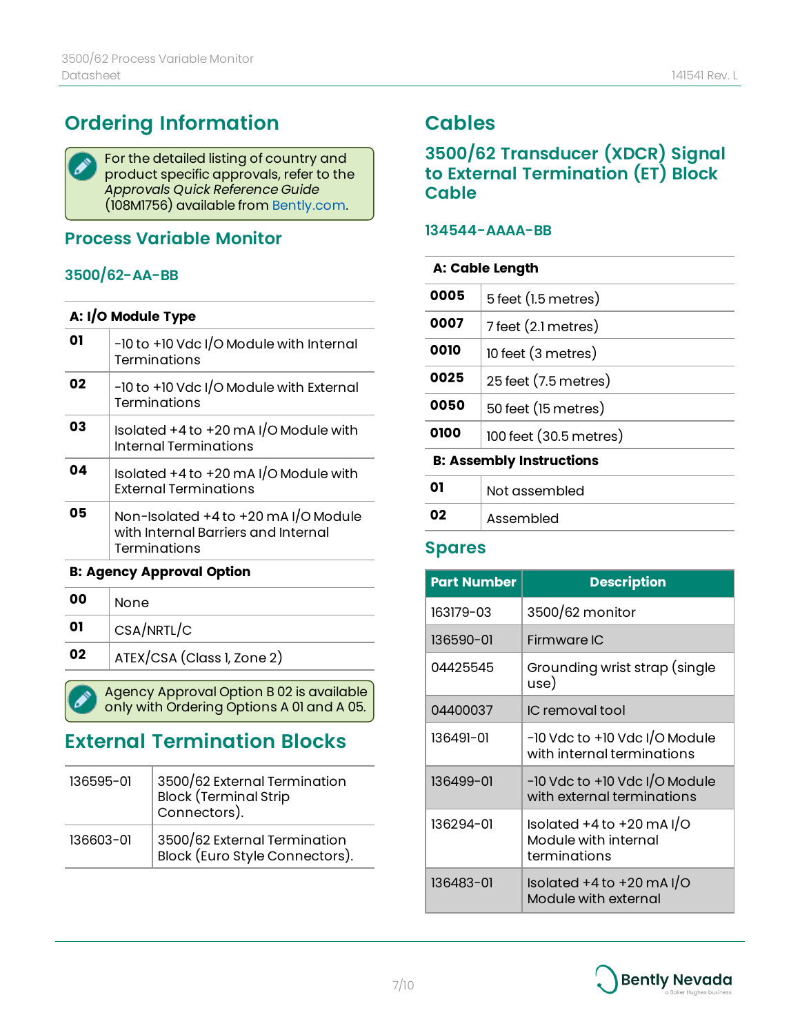# Ordering Information

For the detailed listing of country and product specific approvals, refer to the *Approvals Quick Reference Guide* (108M1756) available from Bently.com.

## Process Variable Monitor

### 3500/62-AA-BB

| A: I/O Module Type | |
|---|---|
| **01** | -10 to +10 Vdc I/O Module with Internal Terminations |
| **02** | -10 to +10 Vdc I/O Module with External Terminations |
| **03** | Isolated +4 to +20 mA I/O Module with Internal Terminations |
| **04** | Isolated +4 to +20 mA I/O Module with External Terminations |
| **05** | Non-Isolated +4 to +20 mA I/O Module with Internal Barriers and Internal Terminations |
| **B: Agency Approval Option** | |
| **00** | None |
| **01** | CSA/NRTL/C |
| **02** | ATEX/CSA (Class 1, Zone 2) |

Agency Approval Option B 02 is available only with Ordering Options A 01 and A 05.

## External Termination Blocks

| | |
|---|---|
| 136595-01 | 3500/62 External Termination Block (Terminal Strip Connectors). |
| 136603-01 | 3500/62 External Termination Block (Euro Style Connectors). |

# Cables

## 3500/62 Transducer (XDCR) Signal to External Termination (ET) Block Cable

### 134544-AAAA-BB

| A: Cable Length | |
|---|---|
| **0005** | 5 feet (1.5 metres) |
| **0007** | 7 feet (2.1 metres) |
| **0010** | 10 feet (3 metres) |
| **0025** | 25 feet (7.5 metres) |
| **0050** | 50 feet (15 metres) |
| **0100** | 100 feet (30.5 metres) |
| **B: Assembly Instructions** | |
| **01** | Not assembled |
| **02** | Assembled |

## Spares

| Part Number | Description |
|---|---|
| 163179-03 | 3500/62 monitor |
| 136590-01 | Firmware IC |
| 04425545 | Grounding wrist strap (single use) |
| 04400037 | IC removal tool |
| 136491-01 | -10 Vdc to +10 Vdc I/O Module with internal terminations |
| 136499-01 | -10 Vdc to +10 Vdc I/O Module with external terminations |
| 136294-01 | Isolated +4 to +20 mA I/O Module with internal terminations |
| 136483-01 | Isolated +4 to +20 mA I/O Module with external |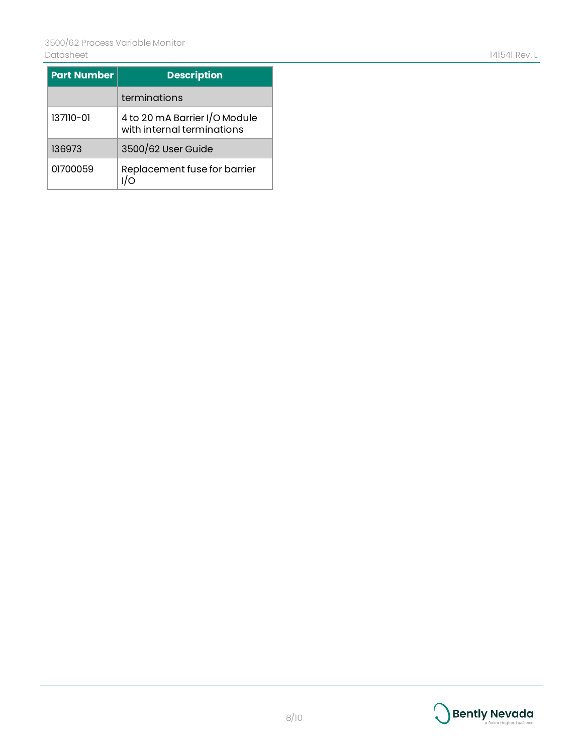| Part Number | Description |
| --- | --- |
| | terminations |
| 137110-01 | 4 to 20 mA Barrier I/O Module with internal terminations |
| 136973 | 3500/62 User Guide |
| 01700059 | Replacement fuse for barrier I/O |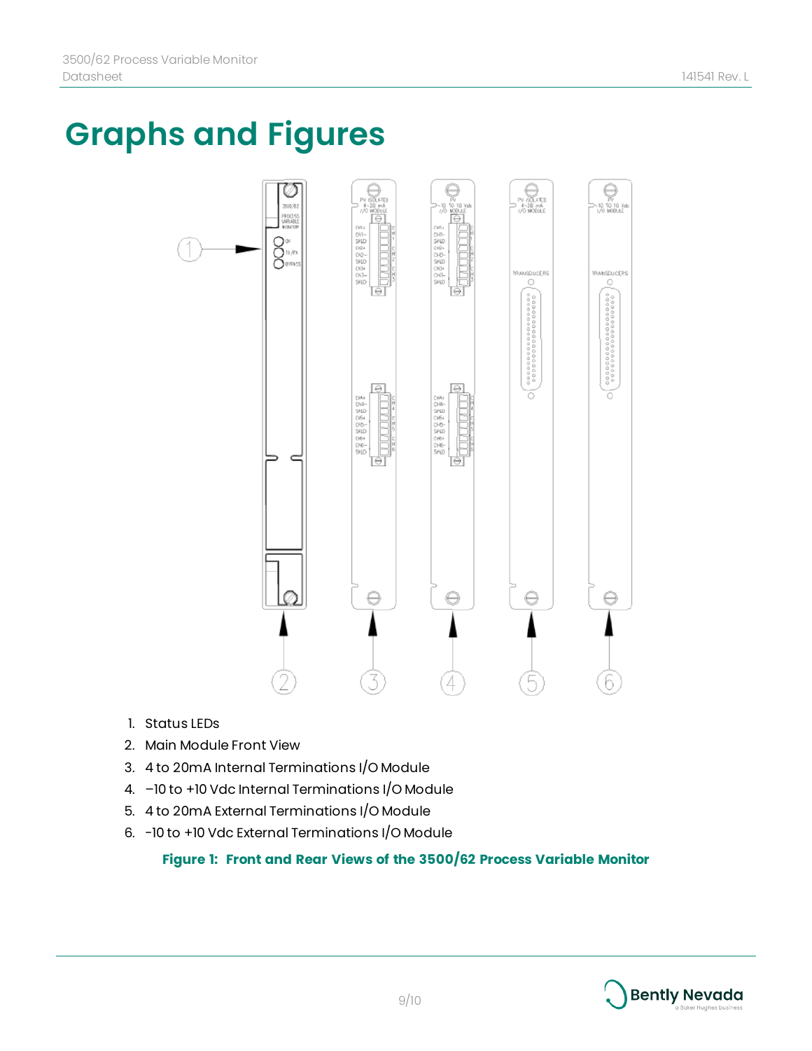# Graphs and Figures

1. Status LEDs
2. Main Module Front View
3. 4 to 20mA Internal Terminations I/O Module
4. –10 to +10 Vdc Internal Terminations I/O Module
5. 4 to 20mA External Terminations I/O Module
6. -10 to +10 Vdc External Terminations I/O Module

**Figure 1: Front and Rear Views of the 3500/62 Process Variable Monitor**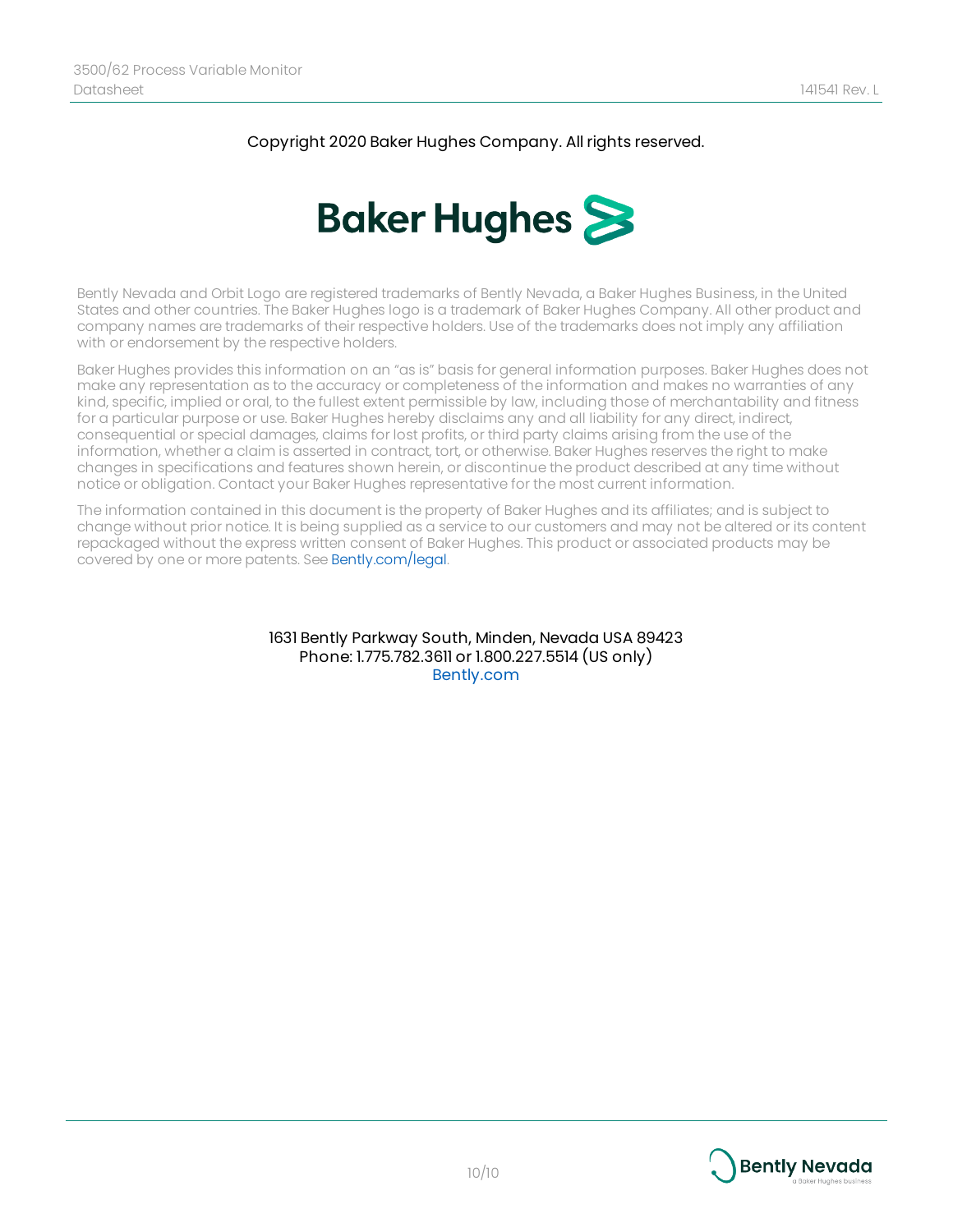Copyright 2020 Baker Hughes Company. All rights reserved.

Bently Nevada and Orbit Logo are registered trademarks of Bently Nevada, a Baker Hughes Business, in the United States and other countries. The Baker Hughes logo is a trademark of Baker Hughes Company. All other product and company names are trademarks of their respective holders. Use of the trademarks does not imply any affiliation with or endorsement by the respective holders.

Baker Hughes provides this information on an "as is" basis for general information purposes. Baker Hughes does not make any representation as to the accuracy or completeness of the information and makes no warranties of any kind, specific, implied or oral, to the fullest extent permissible by law, including those of merchantability and fitness for a particular purpose or use. Baker Hughes hereby disclaims any and all liability for any direct, indirect, consequential or special damages, claims for lost profits, or third party claims arising from the use of the information, whether a claim is asserted in contract, tort, or otherwise. Baker Hughes reserves the right to make changes in specifications and features shown herein, or discontinue the product described at any time without notice or obligation. Contact your Baker Hughes representative for the most current information.

The information contained in this document is the property of Baker Hughes and its affiliates; and is subject to change without prior notice. It is being supplied as a service to our customers and may not be altered or its content repackaged without the express written consent of Baker Hughes. This product or associated products may be covered by one or more patents. See Bently.com/legal.

1631 Bently Parkway South, Minden, Nevada USA 89423
Phone: 1.775.782.3611 or 1.800.227.5514 (US only)
Bently.com